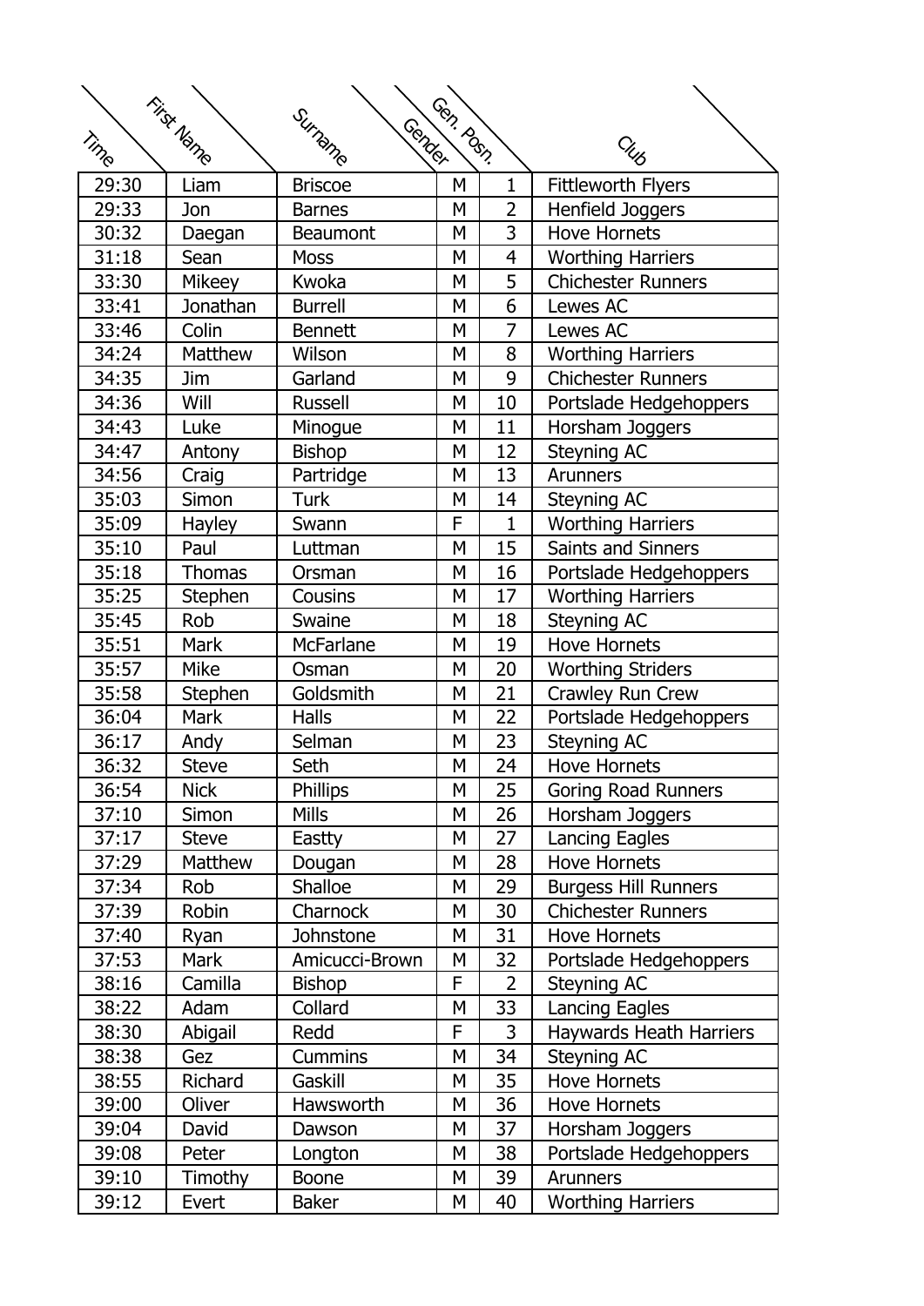| Time | First Name | Surname | Gender | Gen. Posn. | Club |
|---|---|---|---|---|---|
| 29:30 | Liam | Briscoe | M | 1 | Fittleworth Flyers |
| 29:33 | Jon | Barnes | M | 2 | Henfield Joggers |
| 30:32 | Daegan | Beaumont | M | 3 | Hove Hornets |
| 31:18 | Sean | Moss | M | 4 | Worthing Harriers |
| 33:30 | Mikeey | Kwoka | M | 5 | Chichester Runners |
| 33:41 | Jonathan | Burrell | M | 6 | Lewes AC |
| 33:46 | Colin | Bennett | M | 7 | Lewes AC |
| 34:24 | Matthew | Wilson | M | 8 | Worthing Harriers |
| 34:35 | Jim | Garland | M | 9 | Chichester Runners |
| 34:36 | Will | Russell | M | 10 | Portslade Hedgehoppers |
| 34:43 | Luke | Minogue | M | 11 | Horsham Joggers |
| 34:47 | Antony | Bishop | M | 12 | Steyning AC |
| 34:56 | Craig | Partridge | M | 13 | Arunners |
| 35:03 | Simon | Turk | M | 14 | Steyning AC |
| 35:09 | Hayley | Swann | F | 1 | Worthing Harriers |
| 35:10 | Paul | Luttman | M | 15 | Saints and Sinners |
| 35:18 | Thomas | Orsman | M | 16 | Portslade Hedgehoppers |
| 35:25 | Stephen | Cousins | M | 17 | Worthing Harriers |
| 35:45 | Rob | Swaine | M | 18 | Steyning AC |
| 35:51 | Mark | McFarlane | M | 19 | Hove Hornets |
| 35:57 | Mike | Osman | M | 20 | Worthing Striders |
| 35:58 | Stephen | Goldsmith | M | 21 | Crawley Run Crew |
| 36:04 | Mark | Halls | M | 22 | Portslade Hedgehoppers |
| 36:17 | Andy | Selman | M | 23 | Steyning AC |
| 36:32 | Steve | Seth | M | 24 | Hove Hornets |
| 36:54 | Nick | Phillips | M | 25 | Goring Road Runners |
| 37:10 | Simon | Mills | M | 26 | Horsham Joggers |
| 37:17 | Steve | Eastty | M | 27 | Lancing Eagles |
| 37:29 | Matthew | Dougan | M | 28 | Hove Hornets |
| 37:34 | Rob | Shalloe | M | 29 | Burgess Hill Runners |
| 37:39 | Robin | Charnock | M | 30 | Chichester Runners |
| 37:40 | Ryan | Johnstone | M | 31 | Hove Hornets |
| 37:53 | Mark | Amicucci-Brown | M | 32 | Portslade Hedgehoppers |
| 38:16 | Camilla | Bishop | F | 2 | Steyning AC |
| 38:22 | Adam | Collard | M | 33 | Lancing Eagles |
| 38:30 | Abigail | Redd | F | 3 | Haywards Heath Harriers |
| 38:38 | Gez | Cummins | M | 34 | Steyning AC |
| 38:55 | Richard | Gaskill | M | 35 | Hove Hornets |
| 39:00 | Oliver | Hawsworth | M | 36 | Hove Hornets |
| 39:04 | David | Dawson | M | 37 | Horsham Joggers |
| 39:08 | Peter | Longton | M | 38 | Portslade Hedgehoppers |
| 39:10 | Timothy | Boone | M | 39 | Arunners |
| 39:12 | Evert | Baker | M | 40 | Worthing Harriers |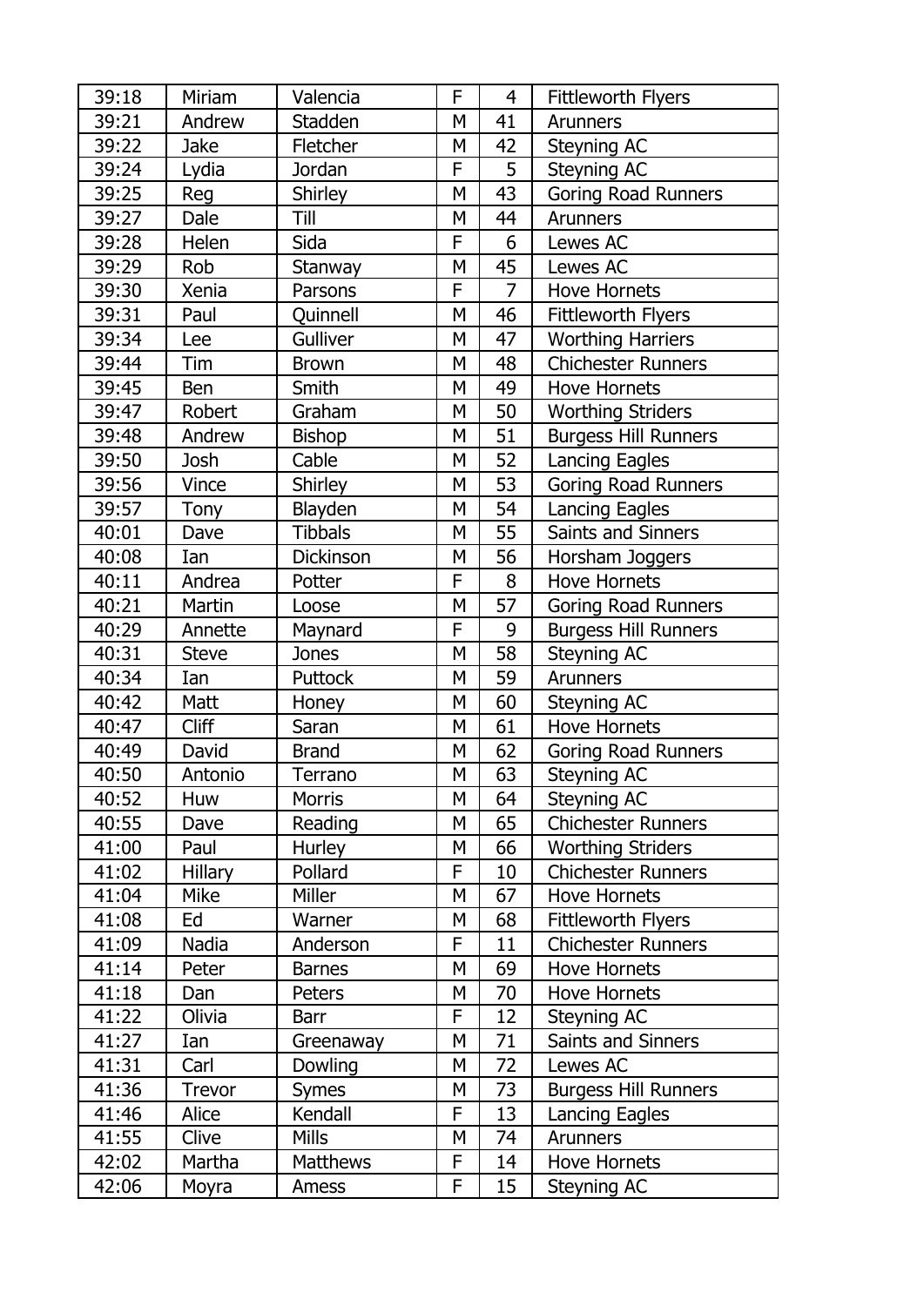| 39:18 | Miriam | Valencia | F | 4 | Fittleworth Flyers |
|---|---|---|---|---|---|
| 39:21 | Andrew | Stadden | M | 41 | Arunners |
| 39:22 | Jake | Fletcher | M | 42 | Steyning AC |
| 39:24 | Lydia | Jordan | F | 5 | Steyning AC |
| 39:25 | Reg | Shirley | M | 43 | Goring Road Runners |
| 39:27 | Dale | Till | M | 44 | Arunners |
| 39:28 | Helen | Sida | F | 6 | Lewes AC |
| 39:29 | Rob | Stanway | M | 45 | Lewes AC |
| 39:30 | Xenia | Parsons | F | 7 | Hove Hornets |
| 39:31 | Paul | Quinnell | M | 46 | Fittleworth Flyers |
| 39:34 | Lee | Gulliver | M | 47 | Worthing Harriers |
| 39:44 | Tim | Brown | M | 48 | Chichester Runners |
| 39:45 | Ben | Smith | M | 49 | Hove Hornets |
| 39:47 | Robert | Graham | M | 50 | Worthing Striders |
| 39:48 | Andrew | Bishop | M | 51 | Burgess Hill Runners |
| 39:50 | Josh | Cable | M | 52 | Lancing Eagles |
| 39:56 | Vince | Shirley | M | 53 | Goring Road Runners |
| 39:57 | Tony | Blayden | M | 54 | Lancing Eagles |
| 40:01 | Dave | Tibbals | M | 55 | Saints and Sinners |
| 40:08 | Ian | Dickinson | M | 56 | Horsham Joggers |
| 40:11 | Andrea | Potter | F | 8 | Hove Hornets |
| 40:21 | Martin | Loose | M | 57 | Goring Road Runners |
| 40:29 | Annette | Maynard | F | 9 | Burgess Hill Runners |
| 40:31 | Steve | Jones | M | 58 | Steyning AC |
| 40:34 | Ian | Puttock | M | 59 | Arunners |
| 40:42 | Matt | Honey | M | 60 | Steyning AC |
| 40:47 | Cliff | Saran | M | 61 | Hove Hornets |
| 40:49 | David | Brand | M | 62 | Goring Road Runners |
| 40:50 | Antonio | Terrano | M | 63 | Steyning AC |
| 40:52 | Huw | Morris | M | 64 | Steyning AC |
| 40:55 | Dave | Reading | M | 65 | Chichester Runners |
| 41:00 | Paul | Hurley | M | 66 | Worthing Striders |
| 41:02 | Hillary | Pollard | F | 10 | Chichester Runners |
| 41:04 | Mike | Miller | M | 67 | Hove Hornets |
| 41:08 | Ed | Warner | M | 68 | Fittleworth Flyers |
| 41:09 | Nadia | Anderson | F | 11 | Chichester Runners |
| 41:14 | Peter | Barnes | M | 69 | Hove Hornets |
| 41:18 | Dan | Peters | M | 70 | Hove Hornets |
| 41:22 | Olivia | Barr | F | 12 | Steyning AC |
| 41:27 | Ian | Greenaway | M | 71 | Saints and Sinners |
| 41:31 | Carl | Dowling | M | 72 | Lewes AC |
| 41:36 | Trevor | Symes | M | 73 | Burgess Hill Runners |
| 41:46 | Alice | Kendall | F | 13 | Lancing Eagles |
| 41:55 | Clive | Mills | M | 74 | Arunners |
| 42:02 | Martha | Matthews | F | 14 | Hove Hornets |
| 42:06 | Moyra | Amess | F | 15 | Steyning AC |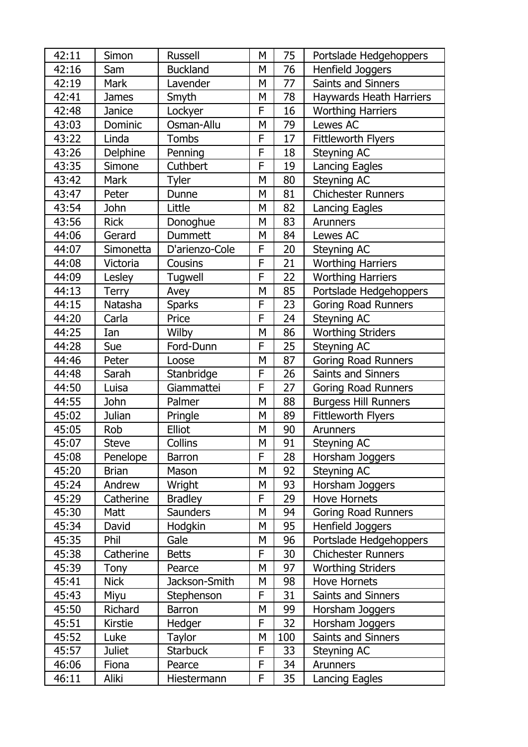| 42:11 | Simon | Russell | M | 75 | Portslade Hedgehoppers |
|---|---|---|---|---|---|
| 42:16 | Sam | Buckland | M | 76 | Henfield Joggers |
| 42:19 | Mark | Lavender | M | 77 | Saints and Sinners |
| 42:41 | James | Smyth | M | 78 | Haywards Heath Harriers |
| 42:48 | Janice | Lockyer | F | 16 | Worthing Harriers |
| 43:03 | Dominic | Osman-Allu | M | 79 | Lewes AC |
| 43:22 | Linda | Tombs | F | 17 | Fittleworth Flyers |
| 43:26 | Delphine | Penning | F | 18 | Steyning AC |
| 43:35 | Simone | Cuthbert | F | 19 | Lancing Eagles |
| 43:42 | Mark | Tyler | M | 80 | Steyning AC |
| 43:47 | Peter | Dunne | M | 81 | Chichester Runners |
| 43:54 | John | Little | M | 82 | Lancing Eagles |
| 43:56 | Rick | Donoghue | M | 83 | Arunners |
| 44:06 | Gerard | Dummett | M | 84 | Lewes AC |
| 44:07 | Simonetta | D'arienzo-Cole | F | 20 | Steyning AC |
| 44:08 | Victoria | Cousins | F | 21 | Worthing Harriers |
| 44:09 | Lesley | Tugwell | F | 22 | Worthing Harriers |
| 44:13 | Terry | Avey | M | 85 | Portslade Hedgehoppers |
| 44:15 | Natasha | Sparks | F | 23 | Goring Road Runners |
| 44:20 | Carla | Price | F | 24 | Steyning AC |
| 44:25 | Ian | Wilby | M | 86 | Worthing Striders |
| 44:28 | Sue | Ford-Dunn | F | 25 | Steyning AC |
| 44:46 | Peter | Loose | M | 87 | Goring Road Runners |
| 44:48 | Sarah | Stanbridge | F | 26 | Saints and Sinners |
| 44:50 | Luisa | Giammattei | F | 27 | Goring Road Runners |
| 44:55 | John | Palmer | M | 88 | Burgess Hill Runners |
| 45:02 | Julian | Pringle | M | 89 | Fittleworth Flyers |
| 45:05 | Rob | Elliot | M | 90 | Arunners |
| 45:07 | Steve | Collins | M | 91 | Steyning AC |
| 45:08 | Penelope | Barron | F | 28 | Horsham Joggers |
| 45:20 | Brian | Mason | M | 92 | Steyning AC |
| 45:24 | Andrew | Wright | M | 93 | Horsham Joggers |
| 45:29 | Catherine | Bradley | F | 29 | Hove Hornets |
| 45:30 | Matt | Saunders | M | 94 | Goring Road Runners |
| 45:34 | David | Hodgkin | M | 95 | Henfield Joggers |
| 45:35 | Phil | Gale | M | 96 | Portslade Hedgehoppers |
| 45:38 | Catherine | Betts | F | 30 | Chichester Runners |
| 45:39 | Tony | Pearce | M | 97 | Worthing Striders |
| 45:41 | Nick | Jackson-Smith | M | 98 | Hove Hornets |
| 45:43 | Miyu | Stephenson | F | 31 | Saints and Sinners |
| 45:50 | Richard | Barron | M | 99 | Horsham Joggers |
| 45:51 | Kirstie | Hedger | F | 32 | Horsham Joggers |
| 45:52 | Luke | Taylor | M | 100 | Saints and Sinners |
| 45:57 | Juliet | Starbuck | F | 33 | Steyning AC |
| 46:06 | Fiona | Pearce | F | 34 | Arunners |
| 46:11 | Aliki | Hiestermann | F | 35 | Lancing Eagles |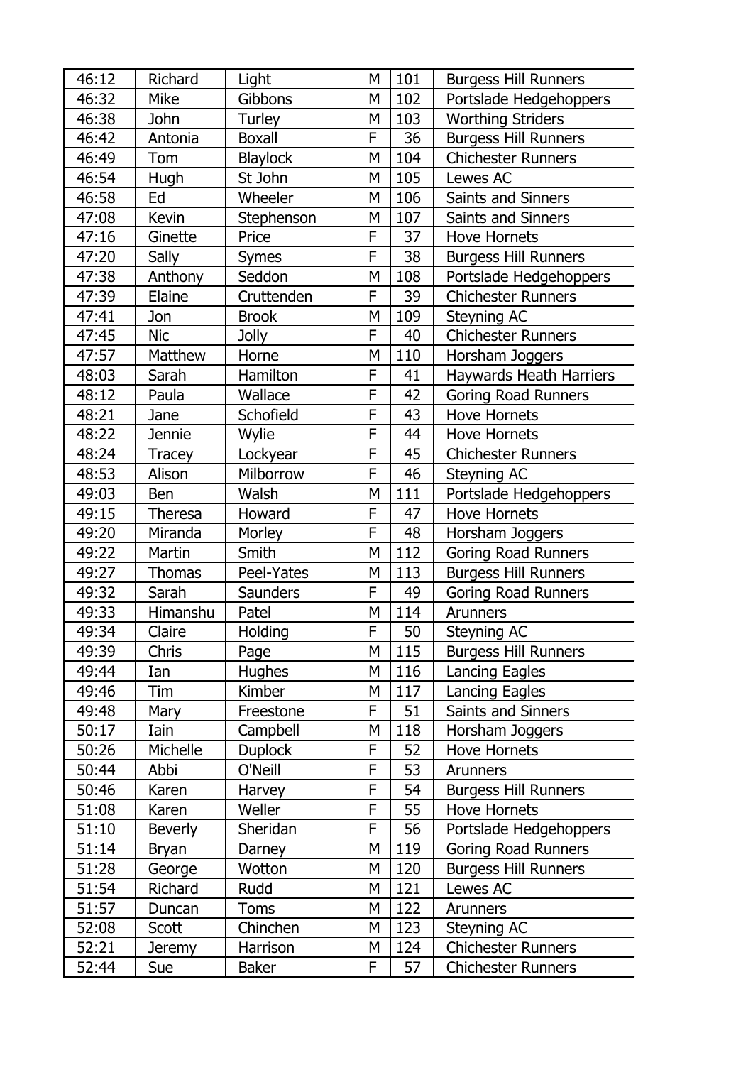| 46:12 | Richard | Light | M | 101 | Burgess Hill Runners |
|---|---|---|---|---|---|
| 46:32 | Mike | Gibbons | M | 102 | Portslade Hedgehoppers |
| 46:38 | John | Turley | M | 103 | Worthing Striders |
| 46:42 | Antonia | Boxall | F | 36 | Burgess Hill Runners |
| 46:49 | Tom | Blaylock | M | 104 | Chichester Runners |
| 46:54 | Hugh | St John | M | 105 | Lewes AC |
| 46:58 | Ed | Wheeler | M | 106 | Saints and Sinners |
| 47:08 | Kevin | Stephenson | M | 107 | Saints and Sinners |
| 47:16 | Ginette | Price | F | 37 | Hove Hornets |
| 47:20 | Sally | Symes | F | 38 | Burgess Hill Runners |
| 47:38 | Anthony | Seddon | M | 108 | Portslade Hedgehoppers |
| 47:39 | Elaine | Cruttenden | F | 39 | Chichester Runners |
| 47:41 | Jon | Brook | M | 109 | Steyning AC |
| 47:45 | Nic | Jolly | F | 40 | Chichester Runners |
| 47:57 | Matthew | Horne | M | 110 | Horsham Joggers |
| 48:03 | Sarah | Hamilton | F | 41 | Haywards Heath Harriers |
| 48:12 | Paula | Wallace | F | 42 | Goring Road Runners |
| 48:21 | Jane | Schofield | F | 43 | Hove Hornets |
| 48:22 | Jennie | Wylie | F | 44 | Hove Hornets |
| 48:24 | Tracey | Lockyear | F | 45 | Chichester Runners |
| 48:53 | Alison | Milborrow | F | 46 | Steyning AC |
| 49:03 | Ben | Walsh | M | 111 | Portslade Hedgehoppers |
| 49:15 | Theresa | Howard | F | 47 | Hove Hornets |
| 49:20 | Miranda | Morley | F | 48 | Horsham Joggers |
| 49:22 | Martin | Smith | M | 112 | Goring Road Runners |
| 49:27 | Thomas | Peel-Yates | M | 113 | Burgess Hill Runners |
| 49:32 | Sarah | Saunders | F | 49 | Goring Road Runners |
| 49:33 | Himanshu | Patel | M | 114 | Arunners |
| 49:34 | Claire | Holding | F | 50 | Steyning AC |
| 49:39 | Chris | Page | M | 115 | Burgess Hill Runners |
| 49:44 | Ian | Hughes | M | 116 | Lancing Eagles |
| 49:46 | Tim | Kimber | M | 117 | Lancing Eagles |
| 49:48 | Mary | Freestone | F | 51 | Saints and Sinners |
| 50:17 | Iain | Campbell | M | 118 | Horsham Joggers |
| 50:26 | Michelle | Duplock | F | 52 | Hove Hornets |
| 50:44 | Abbi | O'Neill | F | 53 | Arunners |
| 50:46 | Karen | Harvey | F | 54 | Burgess Hill Runners |
| 51:08 | Karen | Weller | F | 55 | Hove Hornets |
| 51:10 | Beverly | Sheridan | F | 56 | Portslade Hedgehoppers |
| 51:14 | Bryan | Darney | M | 119 | Goring Road Runners |
| 51:28 | George | Wotton | M | 120 | Burgess Hill Runners |
| 51:54 | Richard | Rudd | M | 121 | Lewes AC |
| 51:57 | Duncan | Toms | M | 122 | Arunners |
| 52:08 | Scott | Chinchen | M | 123 | Steyning AC |
| 52:21 | Jeremy | Harrison | M | 124 | Chichester Runners |
| 52:44 | Sue | Baker | F | 57 | Chichester Runners |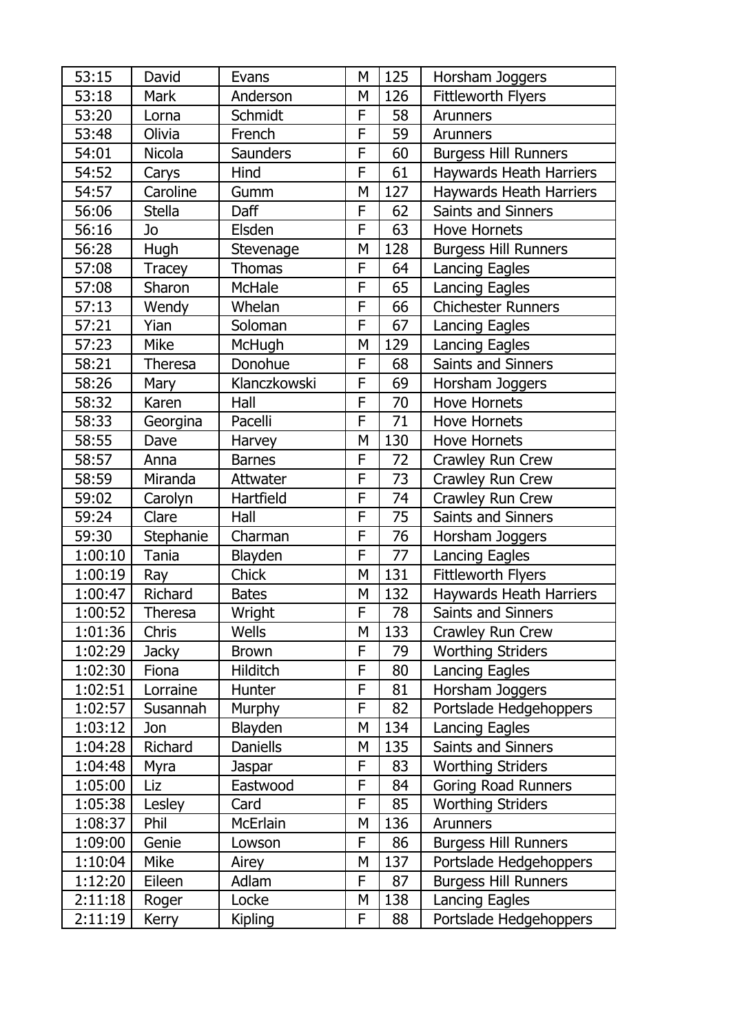| | | | | | |
|---|---|---|---|---|---|
| 53:15 | David | Evans | M | 125 | Horsham Joggers |
| 53:18 | Mark | Anderson | M | 126 | Fittleworth Flyers |
| 53:20 | Lorna | Schmidt | F | 58 | Arunners |
| 53:48 | Olivia | French | F | 59 | Arunners |
| 54:01 | Nicola | Saunders | F | 60 | Burgess Hill Runners |
| 54:52 | Carys | Hind | F | 61 | Haywards Heath Harriers |
| 54:57 | Caroline | Gumm | M | 127 | Haywards Heath Harriers |
| 56:06 | Stella | Daff | F | 62 | Saints and Sinners |
| 56:16 | Jo | Elsden | F | 63 | Hove Hornets |
| 56:28 | Hugh | Stevenage | M | 128 | Burgess Hill Runners |
| 57:08 | Tracey | Thomas | F | 64 | Lancing Eagles |
| 57:08 | Sharon | McHale | F | 65 | Lancing Eagles |
| 57:13 | Wendy | Whelan | F | 66 | Chichester Runners |
| 57:21 | Yian | Soloman | F | 67 | Lancing Eagles |
| 57:23 | Mike | McHugh | M | 129 | Lancing Eagles |
| 58:21 | Theresa | Donohue | F | 68 | Saints and Sinners |
| 58:26 | Mary | Klanczkowski | F | 69 | Horsham Joggers |
| 58:32 | Karen | Hall | F | 70 | Hove Hornets |
| 58:33 | Georgina | Pacelli | F | 71 | Hove Hornets |
| 58:55 | Dave | Harvey | M | 130 | Hove Hornets |
| 58:57 | Anna | Barnes | F | 72 | Crawley Run Crew |
| 58:59 | Miranda | Attwater | F | 73 | Crawley Run Crew |
| 59:02 | Carolyn | Hartfield | F | 74 | Crawley Run Crew |
| 59:24 | Clare | Hall | F | 75 | Saints and Sinners |
| 59:30 | Stephanie | Charman | F | 76 | Horsham Joggers |
| 1:00:10 | Tania | Blayden | F | 77 | Lancing Eagles |
| 1:00:19 | Ray | Chick | M | 131 | Fittleworth Flyers |
| 1:00:47 | Richard | Bates | M | 132 | Haywards Heath Harriers |
| 1:00:52 | Theresa | Wright | F | 78 | Saints and Sinners |
| 1:01:36 | Chris | Wells | M | 133 | Crawley Run Crew |
| 1:02:29 | Jacky | Brown | F | 79 | Worthing Striders |
| 1:02:30 | Fiona | Hilditch | F | 80 | Lancing Eagles |
| 1:02:51 | Lorraine | Hunter | F | 81 | Horsham Joggers |
| 1:02:57 | Susannah | Murphy | F | 82 | Portslade Hedgehoppers |
| 1:03:12 | Jon | Blayden | M | 134 | Lancing Eagles |
| 1:04:28 | Richard | Daniells | M | 135 | Saints and Sinners |
| 1:04:48 | Myra | Jaspar | F | 83 | Worthing Striders |
| 1:05:00 | Liz | Eastwood | F | 84 | Goring Road Runners |
| 1:05:38 | Lesley | Card | F | 85 | Worthing Striders |
| 1:08:37 | Phil | McErlain | M | 136 | Arunners |
| 1:09:00 | Genie | Lowson | F | 86 | Burgess Hill Runners |
| 1:10:04 | Mike | Airey | M | 137 | Portslade Hedgehoppers |
| 1:12:20 | Eileen | Adlam | F | 87 | Burgess Hill Runners |
| 2:11:18 | Roger | Locke | M | 138 | Lancing Eagles |
| 2:11:19 | Kerry | Kipling | F | 88 | Portslade Hedgehoppers |